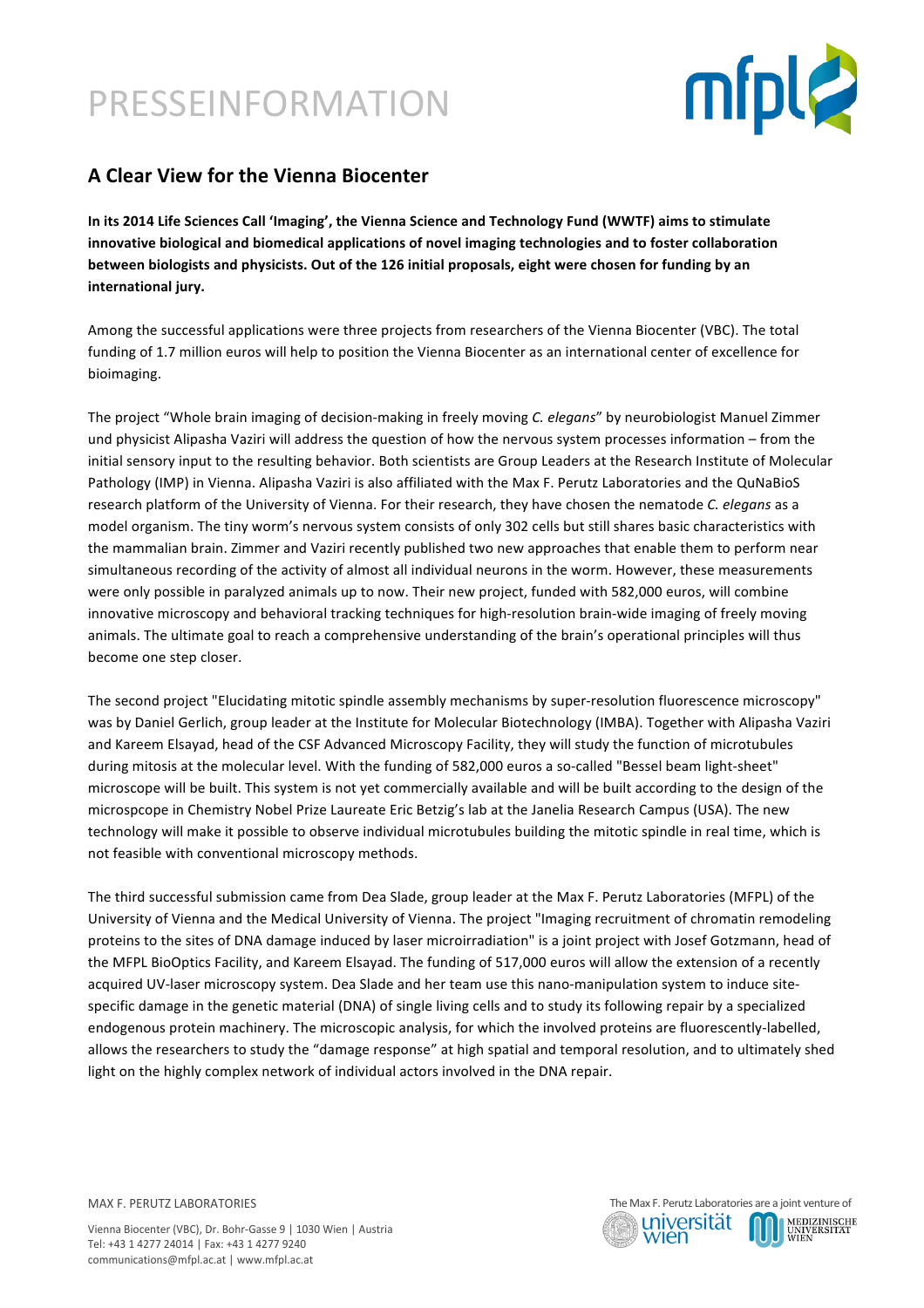# PRESSEINFORMATION

## A Clear View for the Vienna Biocenter

**In its 2014 Life Sciences Call 'Imaging', the Vienna Science and Technology Fund (WWTF) aims to stimulate innovative biological and biomedical applications of novel imaging technologies and to foster collaboration between biologists and physicists. Out of the 126 initial proposals, eight were chosen for funding by an international jury.**

Among the successful applications were three projects from researchers of the Vienna Biocenter (VBC). The total funding of 1.7 million euros will help to position the Vienna Biocenter as an international center of excellence for bioimaging.

The project "Whole brain imaging of decision-making in freely moving *C. elegans*" by neurobiologist Manuel Zimmer und physicist Alipasha Vaziri will address the question of how the nervous system processes information – from the initial sensory input to the resulting behavior. Both scientists are Group Leaders at the Research Institute of Molecular Pathology (IMP) in Vienna. Alipasha Vaziri is also affiliated with the Max F. Perutz Laboratories and the QuNaBioS research platform of the University of Vienna. For their research, they have chosen the nematode *C. elegans* as a model organism. The tiny worm's nervous system consists of only 302 cells but still shares basic characteristics with the mammalian brain. Zimmer and Vaziri recently published two new approaches that enable them to perform near simultaneous recording of the activity of almost all individual neurons in the worm. However, these measurements were only possible in paralyzed animals up to now. Their new project, funded with 582,000 euros, will combine innovative microscopy and behavioral tracking techniques for high-resolution brain-wide imaging of freely moving animals. The ultimate goal to reach a comprehensive understanding of the brain's operational principles will thus become one step closer.

The second project "Elucidating mitotic spindle assembly mechanisms by super-resolution fluorescence microscopy" was by Daniel Gerlich, group leader at the Institute for Molecular Biotechnology (IMBA). Together with Alipasha Vaziri and Kareem Elsayad, head of the CSF Advanced Microscopy Facility, they will study the function of microtubules during mitosis at the molecular level. With the funding of 582,000 euros a so-called "Bessel beam light-sheet" microscope will be built. This system is not yet commercially available and will be built according to the design of the microspcope in Chemistry Nobel Prize Laureate Eric Betzig's lab at the Janelia Research Campus (USA). The new technology will make it possible to observe individual microtubules building the mitotic spindle in real time, which is not feasible with conventional microscopy methods.

The third successful submission came from Dea Slade, group leader at the Max F. Perutz Laboratories (MFPL) of the University of Vienna and the Medical University of Vienna. The project "Imaging recruitment of chromatin remodeling proteins to the sites of DNA damage induced by laser microirradiation" is a joint project with Josef Gotzmann, head of the MFPL BioOptics Facility, and Kareem Elsayad. The funding of 517,000 euros will allow the extension of a recently acquired UV-laser microscopy system. Dea Slade and her team use this nano-manipulation system to induce site-specific damage in the genetic material (DNA) of single living cells and to study its following repair by a specialized endogenous protein machinery. The microscopic analysis, for which the involved proteins are fluorescently-labelled, allows the researchers to study the "damage response" at high spatial and temporal resolution, and to ultimately shed light on the highly complex network of individual actors involved in the DNA repair.

MAX F. PERUTZ LABORATORIES

Vienna Biocenter (VBC), Dr. Bohr-Gasse 9 | 1030 Wien | Austria
Tel: +43 1 4277 24014 | Fax: +43 1 4277 9240
communications@mfpl.ac.at | www.mfpl.ac.at

The Max F. Perutz Laboratories are a joint venture of universität wien and Medizinische Universität Wien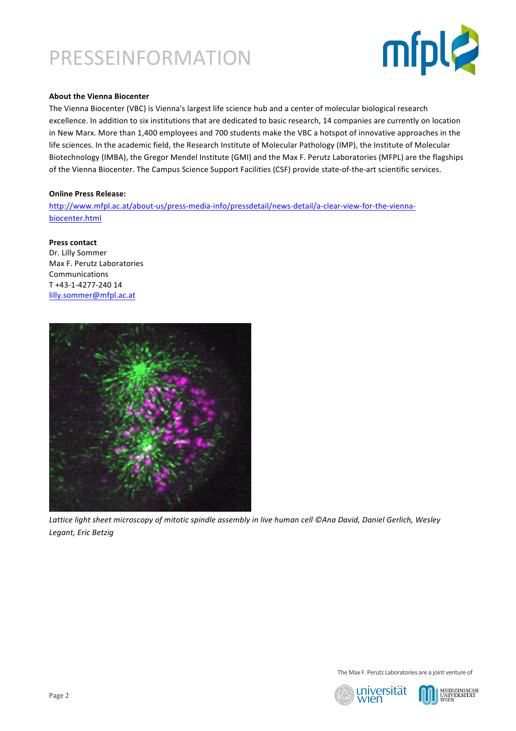**About the Vienna Biocenter**

The Vienna Biocenter (VBC) is Vienna's largest life science hub and a center of molecular biological research excellence. In addition to six institutions that are dedicated to basic research, 14 companies are currently on location in New Marx. More than 1,400 employees and 700 students make the VBC a hotspot of innovative approaches in the life sciences. In the academic field, the Research Institute of Molecular Pathology (IMP), the Institute of Molecular Biotechnology (IMBA), the Gregor Mendel Institute (GMI) and the Max F. Perutz Laboratories (MFPL) are the flagships of the Vienna Biocenter. The Campus Science Support Facilities (CSF) provide state-of-the-art scientific services.

**Online Press Release:**

http://www.mfpl.ac.at/about-us/press-media-info/pressdetail/news-detail/a-clear-view-for-the-vienna-biocenter.html

**Press contact**

Dr. Lilly Sommer
Max F. Perutz Laboratories
Communications
T +43-1-4277-240 14
lilly.sommer@mfpl.ac.at

*Lattice light sheet microscopy of mitotic spindle assembly in live human cell ©Ana David, Daniel Gerlich, Wesley Legant, Eric Betzig*

The Max F. Perutz Laboratories are a joint venture of